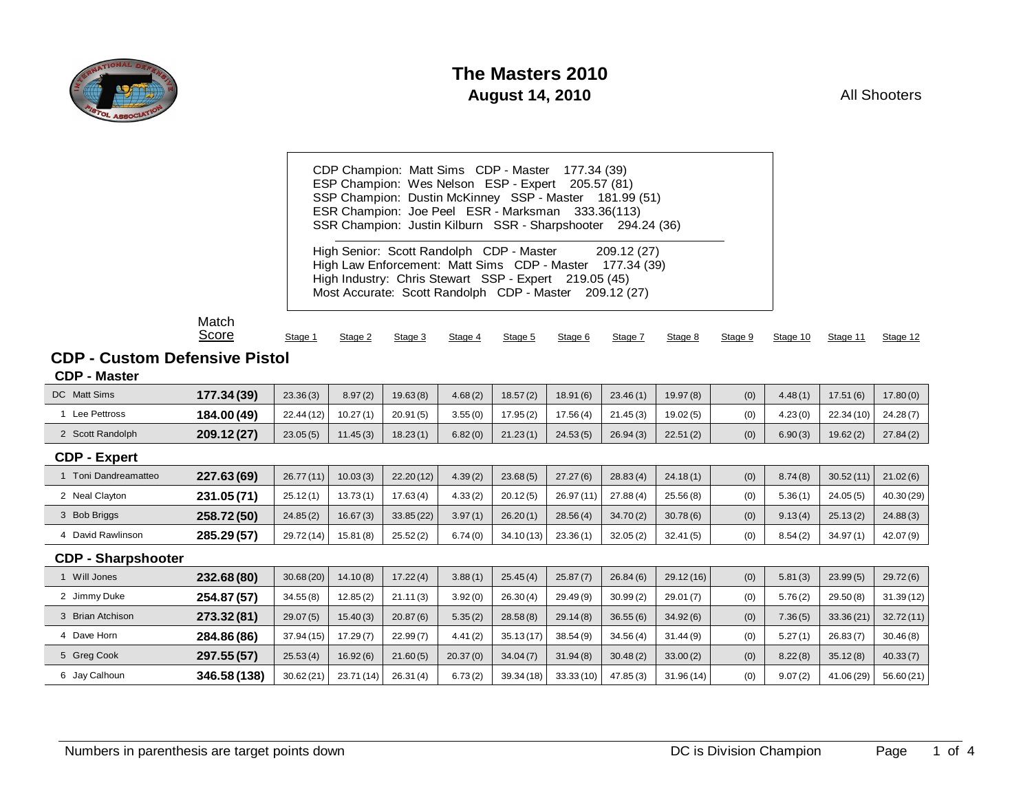# The Masters 2010

## August 14, 2010

All Shooters

CDP Champion: Matt Sims CDP - Master 177.34 (39)
ESP Champion: Wes Nelson ESP - Expert 205.57 (81)
SSP Champion: Dustin McKinney SSP - Master 181.99 (51)
ESR Champion: Joe Peel ESR - Marksman 333.36(113)
SSR Champion: Justin Kilburn SSR - Sharpshooter 294.24 (36)

High Senior: Scott Randolph CDP - Master 209.12 (27)
High Law Enforcement: Matt Sims CDP - Master 177.34 (39)
High Industry: Chris Stewart SSP - Expert 219.05 (45)
Most Accurate: Scott Randolph CDP - Master 209.12 (27)

## CDP - Custom Defensive Pistol

| | Match Score | Stage 1 | Stage 2 | Stage 3 | Stage 4 | Stage 5 | Stage 6 | Stage 7 | Stage 8 | Stage 9 | Stage 10 | Stage 11 | Stage 12 |
|---|---|---|---|---|---|---|---|---|---|---|---|---|---|
| **CDP - Master** | | | | | | | | | | | | | |
| DC Matt Sims | **177.34 (39)** | 23.36 (3) | 8.97 (2) | 19.63 (8) | 4.68 (2) | 18.57 (2) | 18.91 (6) | 23.46 (1) | 19.97 (8) | (0) | 4.48 (1) | 17.51 (6) | 17.80 (0) |
| 1 Lee Pettross | **184.00 (49)** | 22.44 (12) | 10.27 (1) | 20.91 (5) | 3.55 (0) | 17.95 (2) | 17.56 (4) | 21.45 (3) | 19.02 (5) | (0) | 4.23 (0) | 22.34 (10) | 24.28 (7) |
| 2 Scott Randolph | **209.12 (27)** | 23.05 (5) | 11.45 (3) | 18.23 (1) | 6.82 (0) | 21.23 (1) | 24.53 (5) | 26.94 (3) | 22.51 (2) | (0) | 6.90 (3) | 19.62 (2) | 27.84 (2) |
| **CDP - Expert** | | | | | | | | | | | | | |
| 1 Toni Dandreamatteo | **227.63 (69)** | 26.77 (11) | 10.03 (3) | 22.20 (12) | 4.39 (2) | 23.68 (5) | 27.27 (6) | 28.83 (4) | 24.18 (1) | (0) | 8.74 (8) | 30.52 (11) | 21.02 (6) |
| 2 Neal Clayton | **231.05 (71)** | 25.12 (1) | 13.73 (1) | 17.63 (4) | 4.33 (2) | 20.12 (5) | 26.97 (11) | 27.88 (4) | 25.56 (8) | (0) | 5.36 (1) | 24.05 (5) | 40.30 (29) |
| 3 Bob Briggs | **258.72 (50)** | 24.85 (2) | 16.67 (3) | 33.85 (22) | 3.97 (1) | 26.20 (1) | 28.56 (4) | 34.70 (2) | 30.78 (6) | (0) | 9.13 (4) | 25.13 (2) | 24.88 (3) |
| 4 David Rawlinson | **285.29 (57)** | 29.72 (14) | 15.81 (8) | 25.52 (2) | 6.74 (0) | 34.10 (13) | 23.36 (1) | 32.05 (2) | 32.41 (5) | (0) | 8.54 (2) | 34.97 (1) | 42.07 (9) |
| **CDP - Sharpshooter** | | | | | | | | | | | | | |
| 1 Will Jones | **232.68 (80)** | 30.68 (20) | 14.10 (8) | 17.22 (4) | 3.88 (1) | 25.45 (4) | 25.87 (7) | 26.84 (6) | 29.12 (16) | (0) | 5.81 (3) | 23.99 (5) | 29.72 (6) |
| 2 Jimmy Duke | **254.87 (57)** | 34.55 (8) | 12.85 (2) | 21.11 (3) | 3.92 (0) | 26.30 (4) | 29.49 (9) | 30.99 (2) | 29.01 (7) | (0) | 5.76 (2) | 29.50 (8) | 31.39 (12) |
| 3 Brian Atchison | **273.32 (81)** | 29.07 (5) | 15.40 (3) | 20.87 (6) | 5.35 (2) | 28.58 (8) | 29.14 (8) | 36.55 (6) | 34.92 (6) | (0) | 7.36 (5) | 33.36 (21) | 32.72 (11) |
| 4 Dave Horn | **284.86 (86)** | 37.94 (15) | 17.29 (7) | 22.99 (7) | 4.41 (2) | 35.13 (17) | 38.54 (9) | 34.56 (4) | 31.44 (9) | (0) | 5.27 (1) | 26.83 (7) | 30.46 (8) |
| 5 Greg Cook | **297.55 (57)** | 25.53 (4) | 16.92 (6) | 21.60 (5) | 20.37 (0) | 34.04 (7) | 31.94 (8) | 30.48 (2) | 33.00 (2) | (0) | 8.22 (8) | 35.12 (8) | 40.33 (7) |
| 6 Jay Calhoun | **346.58 (138)** | 30.62 (21) | 23.71 (14) | 26.31 (4) | 6.73 (2) | 39.34 (18) | 33.33 (10) | 47.85 (3) | 31.96 (14) | (0) | 9.07 (2) | 41.06 (29) | 56.60 (21) |

Numbers in parenthesis are target points down

DC is Division Champion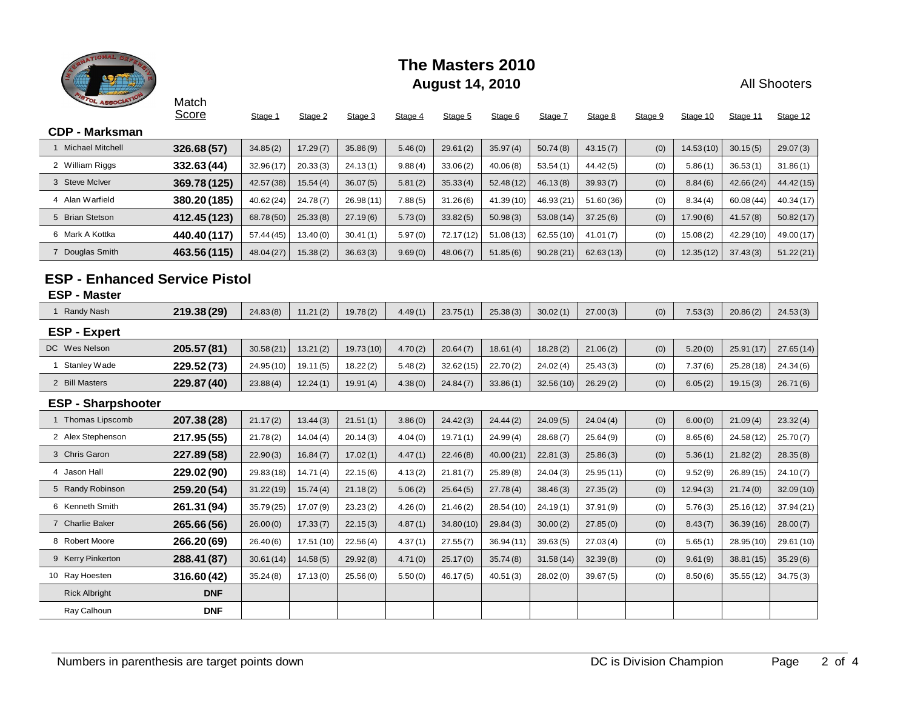# The Masters 2010

## August 14, 2010

All Shooters

### CDP - Marksman

| | Match Score | Stage 1 | Stage 2 | Stage 3 | Stage 4 | Stage 5 | Stage 6 | Stage 7 | Stage 8 | Stage 9 | Stage 10 | Stage 11 | Stage 12 |
|---|---|---|---|---|---|---|---|---|---|---|---|---|---|
| 1 Michael Mitchell | **326.68 (57)** | 34.85 (2) | 17.29 (7) | 35.86 (9) | 5.46 (0) | 29.61 (2) | 35.97 (4) | 50.74 (8) | 43.15 (7) | (0) | 14.53 (10) | 30.15 (5) | 29.07 (3) |
| 2 William Riggs | **332.63 (44)** | 32.96 (17) | 20.33 (3) | 24.13 (1) | 9.88 (4) | 33.06 (2) | 40.06 (8) | 53.54 (1) | 44.42 (5) | (0) | 5.86 (1) | 36.53 (1) | 31.86 (1) |
| 3 Steve McIver | **369.78 (125)** | 42.57 (38) | 15.54 (4) | 36.07 (5) | 5.81 (2) | 35.33 (4) | 52.48 (12) | 46.13 (8) | 39.93 (7) | (0) | 8.84 (6) | 42.66 (24) | 44.42 (15) |
| 4 Alan Warfield | **380.20 (185)** | 40.62 (24) | 24.78 (7) | 26.98 (11) | 7.88 (5) | 31.26 (6) | 41.39 (10) | 46.93 (21) | 51.60 (36) | (0) | 8.34 (4) | 60.08 (44) | 40.34 (17) |
| 5 Brian Stetson | **412.45 (123)** | 68.78 (50) | 25.33 (8) | 27.19 (6) | 5.73 (0) | 33.82 (5) | 50.98 (3) | 53.08 (14) | 37.25 (6) | (0) | 17.90 (6) | 41.57 (8) | 50.82 (17) |
| 6 Mark A Kottka | **440.40 (117)** | 57.44 (45) | 13.40 (0) | 30.41 (1) | 5.97 (0) | 72.17 (12) | 51.08 (13) | 62.55 (10) | 41.01 (7) | (0) | 15.08 (2) | 42.29 (10) | 49.00 (17) |
| 7 Douglas Smith | **463.56 (115)** | 48.04 (27) | 15.38 (2) | 36.63 (3) | 9.69 (0) | 48.06 (7) | 51.85 (6) | 90.28 (21) | 62.63 (13) | (0) | 12.35 (12) | 37.43 (3) | 51.22 (21) |

## ESP - Enhanced Service Pistol

### ESP - Master

| | Match Score | Stage 1 | Stage 2 | Stage 3 | Stage 4 | Stage 5 | Stage 6 | Stage 7 | Stage 8 | Stage 9 | Stage 10 | Stage 11 | Stage 12 |
|---|---|---|---|---|---|---|---|---|---|---|---|---|---|
| 1 Randy Nash | **219.38 (29)** | 24.83 (8) | 11.21 (2) | 19.78 (2) | 4.49 (1) | 23.75 (1) | 25.38 (3) | 30.02 (1) | 27.00 (3) | (0) | 7.53 (3) | 20.86 (2) | 24.53 (3) |

### ESP - Expert

| | Match Score | Stage 1 | Stage 2 | Stage 3 | Stage 4 | Stage 5 | Stage 6 | Stage 7 | Stage 8 | Stage 9 | Stage 10 | Stage 11 | Stage 12 |
|---|---|---|---|---|---|---|---|---|---|---|---|---|---|
| DC Wes Nelson | **205.57 (81)** | 30.58 (21) | 13.21 (2) | 19.73 (10) | 4.70 (2) | 20.64 (7) | 18.61 (4) | 18.28 (2) | 21.06 (2) | (0) | 5.20 (0) | 25.91 (17) | 27.65 (14) |
| 1 Stanley Wade | **229.52 (73)** | 24.95 (10) | 19.11 (5) | 18.22 (2) | 5.48 (2) | 32.62 (15) | 22.70 (2) | 24.02 (4) | 25.43 (3) | (0) | 7.37 (6) | 25.28 (18) | 24.34 (6) |
| 2 Bill Masters | **229.87 (40)** | 23.88 (4) | 12.24 (1) | 19.91 (4) | 4.38 (0) | 24.84 (7) | 33.86 (1) | 32.56 (10) | 26.29 (2) | (0) | 6.05 (2) | 19.15 (3) | 26.71 (6) |

### ESP - Sharpshooter

| | Match Score | Stage 1 | Stage 2 | Stage 3 | Stage 4 | Stage 5 | Stage 6 | Stage 7 | Stage 8 | Stage 9 | Stage 10 | Stage 11 | Stage 12 |
|---|---|---|---|---|---|---|---|---|---|---|---|---|---|
| 1 Thomas Lipscomb | **207.38 (28)** | 21.17 (2) | 13.44 (3) | 21.51 (1) | 3.86 (0) | 24.42 (3) | 24.44 (2) | 24.09 (5) | 24.04 (4) | (0) | 6.00 (0) | 21.09 (4) | 23.32 (4) |
| 2 Alex Stephenson | **217.95 (55)** | 21.78 (2) | 14.04 (4) | 20.14 (3) | 4.04 (0) | 19.71 (1) | 24.99 (4) | 28.68 (7) | 25.64 (9) | (0) | 8.65 (6) | 24.58 (12) | 25.70 (7) |
| 3 Chris Garon | **227.89 (58)** | 22.90 (3) | 16.84 (7) | 17.02 (1) | 4.47 (1) | 22.46 (8) | 40.00 (21) | 22.81 (3) | 25.86 (3) | (0) | 5.36 (1) | 21.82 (2) | 28.35 (8) |
| 4 Jason Hall | **229.02 (90)** | 29.83 (18) | 14.71 (4) | 22.15 (6) | 4.13 (2) | 21.81 (7) | 25.89 (8) | 24.04 (3) | 25.95 (11) | (0) | 9.52 (9) | 26.89 (15) | 24.10 (7) |
| 5 Randy Robinson | **259.20 (54)** | 31.22 (19) | 15.74 (4) | 21.18 (2) | 5.06 (2) | 25.64 (5) | 27.78 (4) | 38.46 (3) | 27.35 (2) | (0) | 12.94 (3) | 21.74 (0) | 32.09 (10) |
| 6 Kenneth Smith | **261.31 (94)** | 35.79 (25) | 17.07 (9) | 23.23 (2) | 4.26 (0) | 21.46 (2) | 28.54 (10) | 24.19 (1) | 37.91 (9) | (0) | 5.76 (3) | 25.16 (12) | 37.94 (21) |
| 7 Charlie Baker | **265.66 (56)** | 26.00 (0) | 17.33 (7) | 22.15 (3) | 4.87 (1) | 34.80 (10) | 29.84 (3) | 30.00 (2) | 27.85 (0) | (0) | 8.43 (7) | 36.39 (16) | 28.00 (7) |
| 8 Robert Moore | **266.20 (69)** | 26.40 (6) | 17.51 (10) | 22.56 (4) | 4.37 (1) | 27.55 (7) | 36.94 (11) | 39.63 (5) | 27.03 (4) | (0) | 5.65 (1) | 28.95 (10) | 29.61 (10) |
| 9 Kerry Pinkerton | **288.41 (87)** | 30.61 (14) | 14.58 (5) | 29.92 (8) | 4.71 (0) | 25.17 (0) | 35.74 (8) | 31.58 (14) | 32.39 (8) | (0) | 9.61 (9) | 38.81 (15) | 35.29 (6) |
| 10 Ray Hoesten | **316.60 (42)** | 35.24 (8) | 17.13 (0) | 25.56 (0) | 5.50 (0) | 46.17 (5) | 40.51 (3) | 28.02 (0) | 39.67 (5) | (0) | 8.50 (6) | 35.55 (12) | 34.75 (3) |
| Rick Albright | **DNF** | | | | | | | | | | | | |
| Ray Calhoun | **DNF** | | | | | | | | | | | | |

Numbers in parenthesis are target points down

DC is Division Champion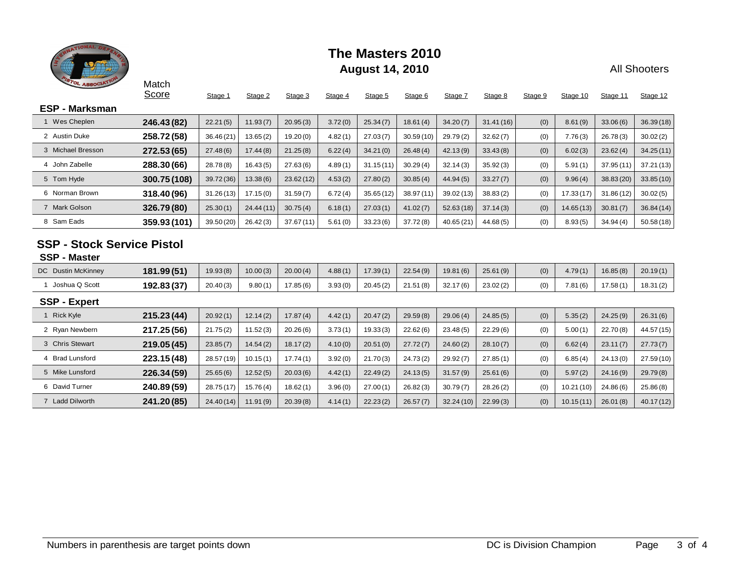# The Masters 2010

**August 14, 2010**

All Shooters

## ESP - Marksman

| | Match Score | Stage 1 | Stage 2 | Stage 3 | Stage 4 | Stage 5 | Stage 6 | Stage 7 | Stage 8 | Stage 9 | Stage 10 | Stage 11 | Stage 12 |
|---|---|---|---|---|---|---|---|---|---|---|---|---|---|
| 1 Wes Cheplen | **246.43 (82)** | 22.21 (5) | 11.93 (7) | 20.95 (3) | 3.72 (0) | 25.34 (7) | 18.61 (4) | 34.20 (7) | 31.41 (16) | (0) | 8.61 (9) | 33.06 (6) | 36.39 (18) |
| 2 Austin Duke | **258.72 (58)** | 36.46 (21) | 13.65 (2) | 19.20 (0) | 4.82 (1) | 27.03 (7) | 30.59 (10) | 29.79 (2) | 32.62 (7) | (0) | 7.76 (3) | 26.78 (3) | 30.02 (2) |
| 3 Michael Bresson | **272.53 (65)** | 27.48 (6) | 17.44 (8) | 21.25 (8) | 6.22 (4) | 34.21 (0) | 26.48 (4) | 42.13 (9) | 33.43 (8) | (0) | 6.02 (3) | 23.62 (4) | 34.25 (11) |
| 4 John Zabelle | **288.30 (66)** | 28.78 (8) | 16.43 (5) | 27.63 (6) | 4.89 (1) | 31.15 (11) | 30.29 (4) | 32.14 (3) | 35.92 (3) | (0) | 5.91 (1) | 37.95 (11) | 37.21 (13) |
| 5 Tom Hyde | **300.75 (108)** | 39.72 (36) | 13.38 (6) | 23.62 (12) | 4.53 (2) | 27.80 (2) | 30.85 (4) | 44.94 (5) | 33.27 (7) | (0) | 9.96 (4) | 38.83 (20) | 33.85 (10) |
| 6 Norman Brown | **318.40 (96)** | 31.26 (13) | 17.15 (0) | 31.59 (7) | 6.72 (4) | 35.65 (12) | 38.97 (11) | 39.02 (13) | 38.83 (2) | (0) | 17.33 (17) | 31.86 (12) | 30.02 (5) |
| 7 Mark Golson | **326.79 (80)** | 25.30 (1) | 24.44 (11) | 30.75 (4) | 6.18 (1) | 27.03 (1) | 41.02 (7) | 52.63 (18) | 37.14 (3) | (0) | 14.65 (13) | 30.81 (7) | 36.84 (14) |
| 8 Sam Eads | **359.93 (101)** | 39.50 (20) | 26.42 (3) | 37.67 (11) | 5.61 (0) | 33.23 (6) | 37.72 (8) | 40.65 (21) | 44.68 (5) | (0) | 8.93 (5) | 34.94 (4) | 50.58 (18) |

## SSP - Stock Service Pistol

### SSP - Master

| | Match Score | Stage 1 | Stage 2 | Stage 3 | Stage 4 | Stage 5 | Stage 6 | Stage 7 | Stage 8 | Stage 9 | Stage 10 | Stage 11 | Stage 12 |
|---|---|---|---|---|---|---|---|---|---|---|---|---|---|
| DC Dustin McKinney | **181.99 (51)** | 19.93 (8) | 10.00 (3) | 20.00 (4) | 4.88 (1) | 17.39 (1) | 22.54 (9) | 19.81 (6) | 25.61 (9) | (0) | 4.79 (1) | 16.85 (8) | 20.19 (1) |
| 1 Joshua Q Scott | **192.83 (37)** | 20.40 (3) | 9.80 (1) | 17.85 (6) | 3.93 (0) | 20.45 (2) | 21.51 (8) | 32.17 (6) | 23.02 (2) | (0) | 7.81 (6) | 17.58 (1) | 18.31 (2) |

### SSP - Expert

| | Match Score | Stage 1 | Stage 2 | Stage 3 | Stage 4 | Stage 5 | Stage 6 | Stage 7 | Stage 8 | Stage 9 | Stage 10 | Stage 11 | Stage 12 |
|---|---|---|---|---|---|---|---|---|---|---|---|---|---|
| 1 Rick Kyle | **215.23 (44)** | 20.92 (1) | 12.14 (2) | 17.87 (4) | 4.42 (1) | 20.47 (2) | 29.59 (8) | 29.06 (4) | 24.85 (5) | (0) | 5.35 (2) | 24.25 (9) | 26.31 (6) |
| 2 Ryan Newbern | **217.25 (56)** | 21.75 (2) | 11.52 (3) | 20.26 (6) | 3.73 (1) | 19.33 (3) | 22.62 (6) | 23.48 (5) | 22.29 (6) | (0) | 5.00 (1) | 22.70 (8) | 44.57 (15) |
| 3 Chris Stewart | **219.05 (45)** | 23.85 (7) | 14.54 (2) | 18.17 (2) | 4.10 (0) | 20.51 (0) | 27.72 (7) | 24.60 (2) | 28.10 (7) | (0) | 6.62 (4) | 23.11 (7) | 27.73 (7) |
| 4 Brad Lunsford | **223.15 (48)** | 28.57 (19) | 10.15 (1) | 17.74 (1) | 3.92 (0) | 21.70 (3) | 24.73 (2) | 29.92 (7) | 27.85 (1) | (0) | 6.85 (4) | 24.13 (0) | 27.59 (10) |
| 5 Mike Lunsford | **226.34 (59)** | 25.65 (6) | 12.52 (5) | 20.03 (6) | 4.42 (1) | 22.49 (2) | 24.13 (5) | 31.57 (9) | 25.61 (6) | (0) | 5.97 (2) | 24.16 (9) | 29.79 (8) |
| 6 David Turner | **240.89 (59)** | 28.75 (17) | 15.76 (4) | 18.62 (1) | 3.96 (0) | 27.00 (1) | 26.82 (3) | 30.79 (7) | 28.26 (2) | (0) | 10.21 (10) | 24.86 (6) | 25.86 (8) |
| 7 Ladd Dilworth | **241.20 (85)** | 24.40 (14) | 11.91 (9) | 20.39 (8) | 4.14 (1) | 22.23 (2) | 26.57 (7) | 32.24 (10) | 22.99 (3) | (0) | 10.15 (11) | 26.01 (8) | 40.17 (12) |

Numbers in parenthesis are target points down

DC is Division Champion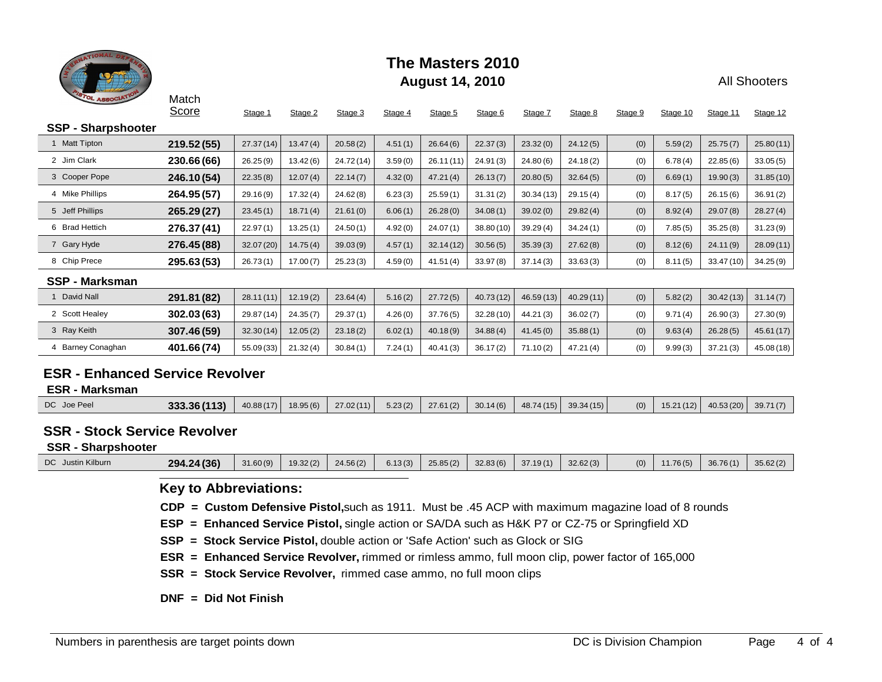# The Masters 2010

## August 14, 2010

All Shooters

| | Match Score | Stage 1 | Stage 2 | Stage 3 | Stage 4 | Stage 5 | Stage 6 | Stage 7 | Stage 8 | Stage 9 | Stage 10 | Stage 11 | Stage 12 |
|---|---|---|---|---|---|---|---|---|---|---|---|---|---|
| **SSP - Sharpshooter** | | | | | | | | | | | | | |
| 1 Matt Tipton | **219.52 (55)** | 27.37 (14) | 13.47 (4) | 20.58 (2) | 4.51 (1) | 26.64 (6) | 22.37 (3) | 23.32 (0) | 24.12 (5) | (0) | 5.59 (2) | 25.75 (7) | 25.80 (11) |
| 2 Jim Clark | **230.66 (66)** | 26.25 (9) | 13.42 (6) | 24.72 (14) | 3.59 (0) | 26.11 (11) | 24.91 (3) | 24.80 (6) | 24.18 (2) | (0) | 6.78 (4) | 22.85 (6) | 33.05 (5) |
| 3 Cooper Pope | **246.10 (54)** | 22.35 (8) | 12.07 (4) | 22.14 (7) | 4.32 (0) | 47.21 (4) | 26.13 (7) | 20.80 (5) | 32.64 (5) | (0) | 6.69 (1) | 19.90 (3) | 31.85 (10) |
| 4 Mike Phillips | **264.95 (57)** | 29.16 (9) | 17.32 (4) | 24.62 (8) | 6.23 (3) | 25.59 (1) | 31.31 (2) | 30.34 (13) | 29.15 (4) | (0) | 8.17 (5) | 26.15 (6) | 36.91 (2) |
| 5 Jeff Phillips | **265.29 (27)** | 23.45 (1) | 18.71 (4) | 21.61 (0) | 6.06 (1) | 26.28 (0) | 34.08 (1) | 39.02 (0) | 29.82 (4) | (0) | 8.92 (4) | 29.07 (8) | 28.27 (4) |
| 6 Brad Hettich | **276.37 (41)** | 22.97 (1) | 13.25 (1) | 24.50 (1) | 4.92 (0) | 24.07 (1) | 38.80 (10) | 39.29 (4) | 34.24 (1) | (0) | 7.85 (5) | 35.25 (8) | 31.23 (9) |
| 7 Gary Hyde | **276.45 (88)** | 32.07 (20) | 14.75 (4) | 39.03 (9) | 4.57 (1) | 32.14 (12) | 30.56 (5) | 35.39 (3) | 27.62 (8) | (0) | 8.12 (6) | 24.11 (9) | 28.09 (11) |
| 8 Chip Prece | **295.63 (53)** | 26.73 (1) | 17.00 (7) | 25.23 (3) | 4.59 (0) | 41.51 (4) | 33.97 (8) | 37.14 (3) | 33.63 (3) | (0) | 8.11 (5) | 33.47 (10) | 34.25 (9) |
| **SSP - Marksman** | | | | | | | | | | | | | |
| 1 David Nall | **291.81 (82)** | 28.11 (11) | 12.19 (2) | 23.64 (4) | 5.16 (2) | 27.72 (5) | 40.73 (12) | 46.59 (13) | 40.29 (11) | (0) | 5.82 (2) | 30.42 (13) | 31.14 (7) |
| 2 Scott Healey | **302.03 (63)** | 29.87 (14) | 24.35 (7) | 29.37 (1) | 4.26 (0) | 37.76 (5) | 32.28 (10) | 44.21 (3) | 36.02 (7) | (0) | 9.71 (4) | 26.90 (3) | 27.30 (9) |
| 3 Ray Keith | **307.46 (59)** | 32.30 (14) | 12.05 (2) | 23.18 (2) | 6.02 (1) | 40.18 (9) | 34.88 (4) | 41.45 (0) | 35.88 (1) | (0) | 9.63 (4) | 26.28 (5) | 45.61 (17) |
| 4 Barney Conaghan | **401.66 (74)** | 55.09 (33) | 21.32 (4) | 30.84 (1) | 7.24 (1) | 40.41 (3) | 36.17 (2) | 71.10 (2) | 47.21 (4) | (0) | 9.99 (3) | 37.21 (3) | 45.08 (18) |
| **ESR - Enhanced Service Revolver** | | | | | | | | | | | | | |
| **ESR - Marksman** | | | | | | | | | | | | | |
| DC Joe Peel | **333.36 (113)** | 40.88 (17) | 18.95 (6) | 27.02 (11) | 5.23 (2) | 27.61 (2) | 30.14 (6) | 48.74 (15) | 39.34 (15) | (0) | 15.21 (12) | 40.53 (20) | 39.71 (7) |
| **SSR - Stock Service Revolver** | | | | | | | | | | | | | |
| **SSR - Sharpshooter** | | | | | | | | | | | | | |
| DC Justin Kilburn | **294.24 (36)** | 31.60 (9) | 19.32 (2) | 24.56 (2) | 6.13 (3) | 25.85 (2) | 32.83 (6) | 37.19 (1) | 32.62 (3) | (0) | 11.76 (5) | 36.76 (1) | 35.62 (2) |

### Key to Abbreviations:

**CDP = Custom Defensive Pistol,** such as 1911. Must be .45 ACP with maximum magazine load of 8 rounds

**ESP = Enhanced Service Pistol,** single action or SA/DA such as H&K P7 or CZ-75 or Springfield XD

**SSP = Stock Service Pistol,** double action or 'Safe Action' such as Glock or SIG

**ESR = Enhanced Service Revolver,** rimmed or rimless ammo, full moon clip, power factor of 165,000

**SSR = Stock Service Revolver,** rimmed case ammo, no full moon clips

**DNF = Did Not Finish**

Numbers in parenthesis are target points down

DC is Division Champion